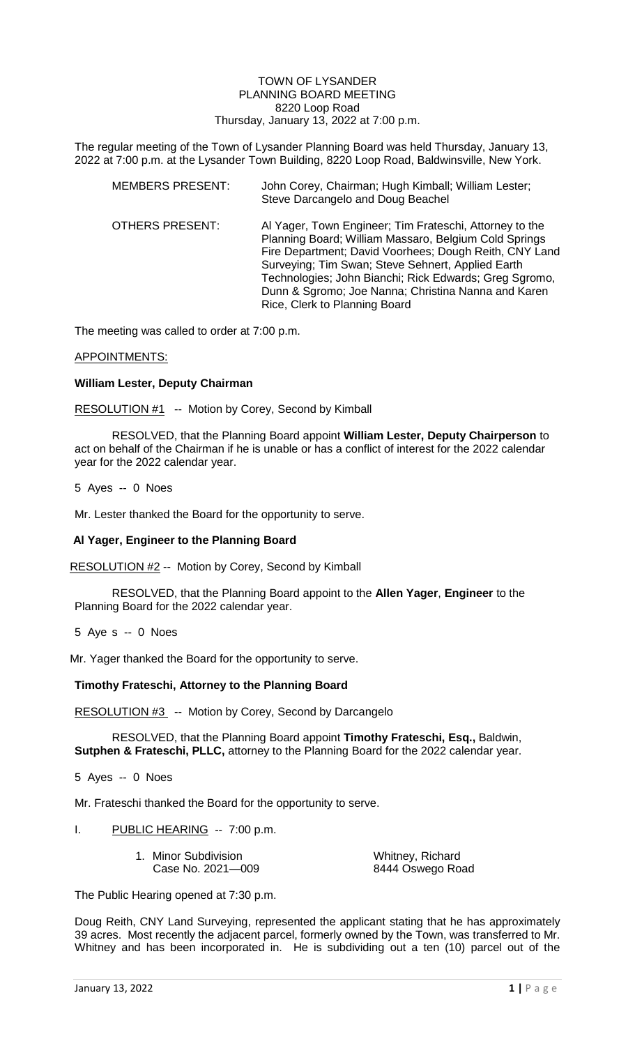TOWN OF LYSANDER
PLANNING BOARD MEETING
8220 Loop Road
Thursday, January 13, 2022 at 7:00 p.m.

The regular meeting of the Town of Lysander Planning Board was held Thursday, January 13, 2022 at 7:00 p.m. at the Lysander Town Building, 8220 Loop Road, Baldwinsville, New York.

| | |
|---|---|
| MEMBERS PRESENT: | John Corey, Chairman; Hugh Kimball; William Lester; Steve Darcangelo and Doug Beachel |
| OTHERS PRESENT: | Al Yager, Town Engineer; Tim Frateschi, Attorney to the Planning Board; William Massaro, Belgium Cold Springs Fire Department; David Voorhees; Dough Reith, CNY Land Surveying; Tim Swan; Steve Sehnert, Applied Earth Technologies; John Bianchi; Rick Edwards; Greg Sgromo, Dunn & Sgromo; Joe Nanna; Christina Nanna and Karen Rice, Clerk to Planning Board |

The meeting was called to order at 7:00 p.m.

APPOINTMENTS:

**William Lester, Deputy Chairman**

RESOLUTION #1 -- Motion by Corey, Second by Kimball

RESOLVED, that the Planning Board appoint **William Lester, Deputy Chairperson** to act on behalf of the Chairman if he is unable or has a conflict of interest for the 2022 calendar year for the 2022 calendar year.

5 Ayes -- 0 Noes

Mr. Lester thanked the Board for the opportunity to serve.

**Al Yager, Engineer to the Planning Board**

RESOLUTION #2 -- Motion by Corey, Second by Kimball

RESOLVED, that the Planning Board appoint to the **Allen Yager**, **Engineer** to the Planning Board for the 2022 calendar year.

5 Aye s -- 0 Noes

Mr. Yager thanked the Board for the opportunity to serve.

**Timothy Frateschi, Attorney to the Planning Board**

RESOLUTION #3 -- Motion by Corey, Second by Darcangelo

RESOLVED, that the Planning Board appoint **Timothy Frateschi, Esq.,** Baldwin, **Sutphen & Frateschi, PLLC,** attorney to the Planning Board for the 2022 calendar year.

5 Ayes -- 0 Noes

Mr. Frateschi thanked the Board for the opportunity to serve.

I. PUBLIC HEARING -- 7:00 p.m.

1. Minor Subdivision — Whitney, Richard
   Case No. 2021—009 — 8444 Oswego Road

The Public Hearing opened at 7:30 p.m.

Doug Reith, CNY Land Surveying, represented the applicant stating that he has approximately 39 acres. Most recently the adjacent parcel, formerly owned by the Town, was transferred to Mr. Whitney and has been incorporated in. He is subdividing out a ten (10) parcel out of the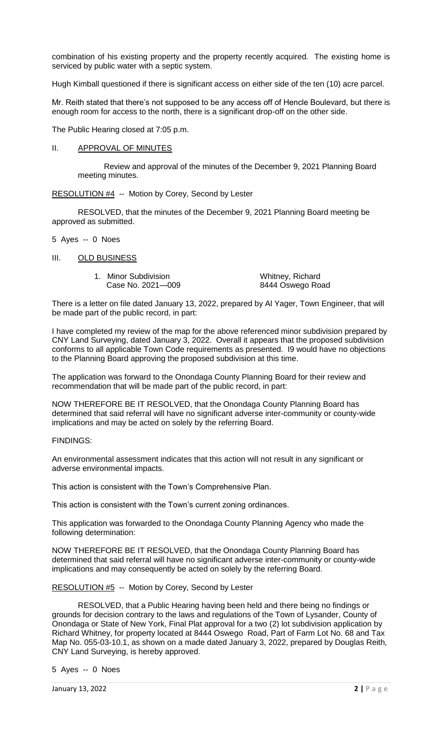combination of his existing property and the property recently acquired. The existing home is serviced by public water with a septic system.

Hugh Kimball questioned if there is significant access on either side of the ten (10) acre parcel.

Mr. Reith stated that there's not supposed to be any access off of Hencle Boulevard, but there is enough room for access to the north, there is a significant drop-off on the other side.

The Public Hearing closed at 7:05 p.m.

## II. APPROVAL OF MINUTES

Review and approval of the minutes of the December 9, 2021 Planning Board meeting minutes.

RESOLUTION #4 -- Motion by Corey, Second by Lester

RESOLVED, that the minutes of the December 9, 2021 Planning Board meeting be approved as submitted.

5 Ayes -- 0 Noes

## III. OLD BUSINESS

1. Minor Subdivision — Whitney, Richard
   Case No. 2021—009 — 8444 Oswego Road

There is a letter on file dated January 13, 2022, prepared by Al Yager, Town Engineer, that will be made part of the public record, in part:

I have completed my review of the map for the above referenced minor subdivision prepared by CNY Land Surveying, dated January 3, 2022. Overall it appears that the proposed subdivision conforms to all applicable Town Code requirements as presented. I9 would have no objections to the Planning Board approving the proposed subdivision at this time.

The application was forward to the Onondaga County Planning Board for their review and recommendation that will be made part of the public record, in part:

NOW THEREFORE BE IT RESOLVED, that the Onondaga County Planning Board has determined that said referral will have no significant adverse inter-community or county-wide implications and may be acted on solely by the referring Board.

FINDINGS:

An environmental assessment indicates that this action will not result in any significant or adverse environmental impacts.

This action is consistent with the Town's Comprehensive Plan.

This action is consistent with the Town's current zoning ordinances.

This application was forwarded to the Onondaga County Planning Agency who made the following determination:

NOW THEREFORE BE IT RESOLVED, that the Onondaga County Planning Board has determined that said referral will have no significant adverse inter-community or county-wide implications and may consequently be acted on solely by the referring Board.

RESOLUTION #5 -- Motion by Corey, Second by Lester

RESOLVED, that a Public Hearing having been held and there being no findings or grounds for decision contrary to the laws and regulations of the Town of Lysander, County of Onondaga or State of New York, Final Plat approval for a two (2) lot subdivision application by Richard Whitney, for property located at 8444 Oswego Road, Part of Farm Lot No. 68 and Tax Map No. 055-03-10.1, as shown on a made dated January 3, 2022, prepared by Douglas Reith, CNY Land Surveying, is hereby approved.

5 Ayes -- 0 Noes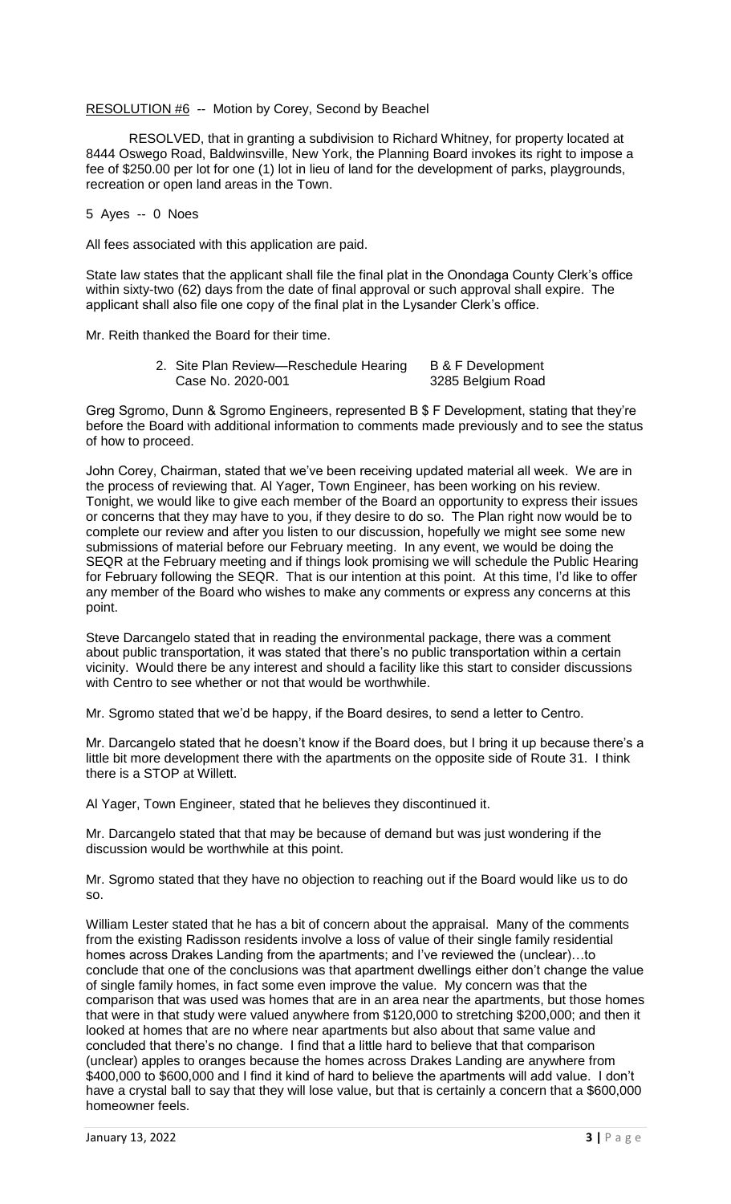RESOLUTION #6 -- Motion by Corey, Second by Beachel

RESOLVED, that in granting a subdivision to Richard Whitney, for property located at 8444 Oswego Road, Baldwinsville, New York, the Planning Board invokes its right to impose a fee of $250.00 per lot for one (1) lot in lieu of land for the development of parks, playgrounds, recreation or open land areas in the Town.

5 Ayes -- 0 Noes

All fees associated with this application are paid.

State law states that the applicant shall file the final plat in the Onondaga County Clerk's office within sixty-two (62) days from the date of final approval or such approval shall expire. The applicant shall also file one copy of the final plat in the Lysander Clerk's office.

Mr. Reith thanked the Board for their time.

2. Site Plan Review—Reschedule Hearing B & F Development
   Case No. 2020-001 3285 Belgium Road

Greg Sgromo, Dunn & Sgromo Engineers, represented B $ F Development, stating that they're before the Board with additional information to comments made previously and to see the status of how to proceed.

John Corey, Chairman, stated that we've been receiving updated material all week. We are in the process of reviewing that. Al Yager, Town Engineer, has been working on his review. Tonight, we would like to give each member of the Board an opportunity to express their issues or concerns that they may have to you, if they desire to do so. The Plan right now would be to complete our review and after you listen to our discussion, hopefully we might see some new submissions of material before our February meeting. In any event, we would be doing the SEQR at the February meeting and if things look promising we will schedule the Public Hearing for February following the SEQR. That is our intention at this point. At this time, I'd like to offer any member of the Board who wishes to make any comments or express any concerns at this point.

Steve Darcangelo stated that in reading the environmental package, there was a comment about public transportation, it was stated that there's no public transportation within a certain vicinity. Would there be any interest and should a facility like this start to consider discussions with Centro to see whether or not that would be worthwhile.

Mr. Sgromo stated that we'd be happy, if the Board desires, to send a letter to Centro.

Mr. Darcangelo stated that he doesn't know if the Board does, but I bring it up because there's a little bit more development there with the apartments on the opposite side of Route 31. I think there is a STOP at Willett.

Al Yager, Town Engineer, stated that he believes they discontinued it.

Mr. Darcangelo stated that that may be because of demand but was just wondering if the discussion would be worthwhile at this point.

Mr. Sgromo stated that they have no objection to reaching out if the Board would like us to do so.

William Lester stated that he has a bit of concern about the appraisal. Many of the comments from the existing Radisson residents involve a loss of value of their single family residential homes across Drakes Landing from the apartments; and I've reviewed the (unclear)…to conclude that one of the conclusions was that apartment dwellings either don't change the value of single family homes, in fact some even improve the value. My concern was that the comparison that was used was homes that are in an area near the apartments, but those homes that were in that study were valued anywhere from $120,000 to stretching $200,000; and then it looked at homes that are no where near apartments but also about that same value and concluded that there's no change. I find that a little hard to believe that that comparison (unclear) apples to oranges because the homes across Drakes Landing are anywhere from $400,000 to $600,000 and I find it kind of hard to believe the apartments will add value. I don't have a crystal ball to say that they will lose value, but that is certainly a concern that a $600,000 homeowner feels.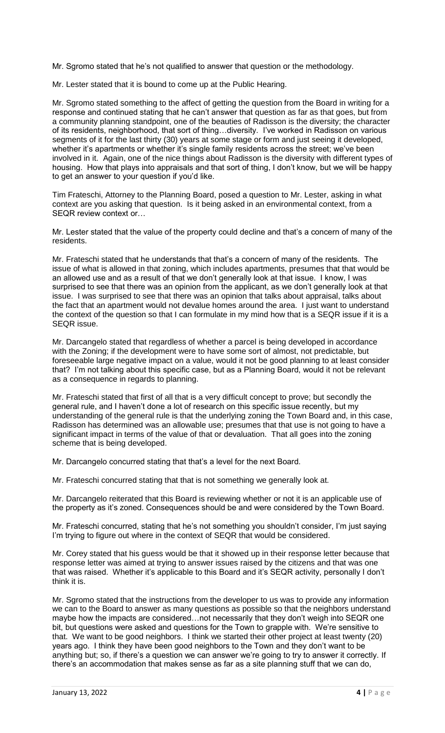Mr. Sgromo stated that he's not qualified to answer that question or the methodology.

Mr. Lester stated that it is bound to come up at the Public Hearing.

Mr. Sgromo stated something to the affect of getting the question from the Board in writing for a response and continued stating that he can't answer that question as far as that goes, but from a community planning standpoint, one of the beauties of Radisson is the diversity; the character of its residents, neighborhood, that sort of thing…diversity. I've worked in Radisson on various segments of it for the last thirty (30) years at some stage or form and just seeing it developed, whether it's apartments or whether it's single family residents across the street; we've been involved in it. Again, one of the nice things about Radisson is the diversity with different types of housing. How that plays into appraisals and that sort of thing, I don't know, but we will be happy to get an answer to your question if you'd like.

Tim Frateschi, Attorney to the Planning Board, posed a question to Mr. Lester, asking in what context are you asking that question. Is it being asked in an environmental context, from a SEQR review context or…

Mr. Lester stated that the value of the property could decline and that's a concern of many of the residents.

Mr. Frateschi stated that he understands that that's a concern of many of the residents. The issue of what is allowed in that zoning, which includes apartments, presumes that that would be an allowed use and as a result of that we don't generally look at that issue. I know, I was surprised to see that there was an opinion from the applicant, as we don't generally look at that issue. I was surprised to see that there was an opinion that talks about appraisal, talks about the fact that an apartment would not devalue homes around the area. I just want to understand the context of the question so that I can formulate in my mind how that is a SEQR issue if it is a SEQR issue.

Mr. Darcangelo stated that regardless of whether a parcel is being developed in accordance with the Zoning; if the development were to have some sort of almost, not predictable, but foreseeable large negative impact on a value, would it not be good planning to at least consider that? I'm not talking about this specific case, but as a Planning Board, would it not be relevant as a consequence in regards to planning.

Mr. Frateschi stated that first of all that is a very difficult concept to prove; but secondly the general rule, and I haven't done a lot of research on this specific issue recently, but my understanding of the general rule is that the underlying zoning the Town Board and, in this case, Radisson has determined was an allowable use; presumes that that use is not going to have a significant impact in terms of the value of that or devaluation. That all goes into the zoning scheme that is being developed.

Mr. Darcangelo concurred stating that that's a level for the next Board.

Mr. Frateschi concurred stating that that is not something we generally look at.

Mr. Darcangelo reiterated that this Board is reviewing whether or not it is an applicable use of the property as it's zoned. Consequences should be and were considered by the Town Board.

Mr. Frateschi concurred, stating that he's not something you shouldn't consider, I'm just saying I'm trying to figure out where in the context of SEQR that would be considered.

Mr. Corey stated that his guess would be that it showed up in their response letter because that response letter was aimed at trying to answer issues raised by the citizens and that was one that was raised. Whether it's applicable to this Board and it's SEQR activity, personally I don't think it is.

Mr. Sgromo stated that the instructions from the developer to us was to provide any information we can to the Board to answer as many questions as possible so that the neighbors understand maybe how the impacts are considered…not necessarily that they don't weigh into SEQR one bit, but questions were asked and questions for the Town to grapple with. We're sensitive to that. We want to be good neighbors. I think we started their other project at least twenty (20) years ago. I think they have been good neighbors to the Town and they don't want to be anything but; so, if there's a question we can answer we're going to try to answer it correctly. If there's an accommodation that makes sense as far as a site planning stuff that we can do,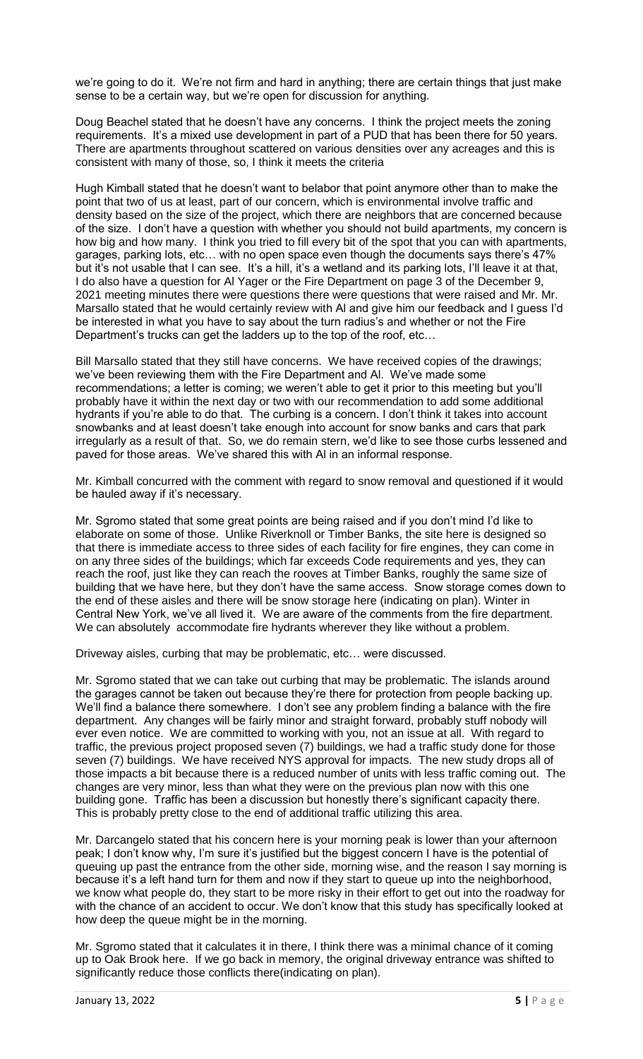we're going to do it. We're not firm and hard in anything; there are certain things that just make sense to be a certain way, but we're open for discussion for anything.

Doug Beachel stated that he doesn't have any concerns. I think the project meets the zoning requirements. It's a mixed use development in part of a PUD that has been there for 50 years. There are apartments throughout scattered on various densities over any acreages and this is consistent with many of those, so, I think it meets the criteria

Hugh Kimball stated that he doesn't want to belabor that point anymore other than to make the point that two of us at least, part of our concern, which is environmental involve traffic and density based on the size of the project, which there are neighbors that are concerned because of the size. I don't have a question with whether you should not build apartments, my concern is how big and how many. I think you tried to fill every bit of the spot that you can with apartments, garages, parking lots, etc… with no open space even though the documents says there's 47% but it's not usable that I can see. It's a hill, it's a wetland and its parking lots, I'll leave it at that, I do also have a question for Al Yager or the Fire Department on page 3 of the December 9, 2021 meeting minutes there were questions there were questions that were raised and Mr. Mr. Marsallo stated that he would certainly review with Al and give him our feedback and I guess I'd be interested in what you have to say about the turn radius's and whether or not the Fire Department's trucks can get the ladders up to the top of the roof, etc…

Bill Marsallo stated that they still have concerns. We have received copies of the drawings; we've been reviewing them with the Fire Department and Al. We've made some recommendations; a letter is coming; we weren't able to get it prior to this meeting but you'll probably have it within the next day or two with our recommendation to add some additional hydrants if you're able to do that. The curbing is a concern. I don't think it takes into account snowbanks and at least doesn't take enough into account for snow banks and cars that park irregularly as a result of that. So, we do remain stern, we'd like to see those curbs lessened and paved for those areas. We've shared this with Al in an informal response.

Mr. Kimball concurred with the comment with regard to snow removal and questioned if it would be hauled away if it's necessary.

Mr. Sgromo stated that some great points are being raised and if you don't mind I'd like to elaborate on some of those. Unlike Riverknoll or Timber Banks, the site here is designed so that there is immediate access to three sides of each facility for fire engines, they can come in on any three sides of the buildings; which far exceeds Code requirements and yes, they can reach the roof, just like they can reach the rooves at Timber Banks, roughly the same size of building that we have here, but they don't have the same access. Snow storage comes down to the end of these aisles and there will be snow storage here (indicating on plan). Winter in Central New York, we've all lived it. We are aware of the comments from the fire department. We can absolutely accommodate fire hydrants wherever they like without a problem.

Driveway aisles, curbing that may be problematic, etc… were discussed.

Mr. Sgromo stated that we can take out curbing that may be problematic. The islands around the garages cannot be taken out because they're there for protection from people backing up. We'll find a balance there somewhere. I don't see any problem finding a balance with the fire department. Any changes will be fairly minor and straight forward, probably stuff nobody will ever even notice. We are committed to working with you, not an issue at all. With regard to traffic, the previous project proposed seven (7) buildings, we had a traffic study done for those seven (7) buildings. We have received NYS approval for impacts. The new study drops all of those impacts a bit because there is a reduced number of units with less traffic coming out. The changes are very minor, less than what they were on the previous plan now with this one building gone. Traffic has been a discussion but honestly there's significant capacity there. This is probably pretty close to the end of additional traffic utilizing this area.

Mr. Darcangelo stated that his concern here is your morning peak is lower than your afternoon peak; I don't know why, I'm sure it's justified but the biggest concern I have is the potential of queuing up past the entrance from the other side, morning wise, and the reason I say morning is because it's a left hand turn for them and now if they start to queue up into the neighborhood, we know what people do, they start to be more risky in their effort to get out into the roadway for with the chance of an accident to occur. We don't know that this study has specifically looked at how deep the queue might be in the morning.

Mr. Sgromo stated that it calculates it in there, I think there was a minimal chance of it coming up to Oak Brook here. If we go back in memory, the original driveway entrance was shifted to significantly reduce those conflicts there(indicating on plan).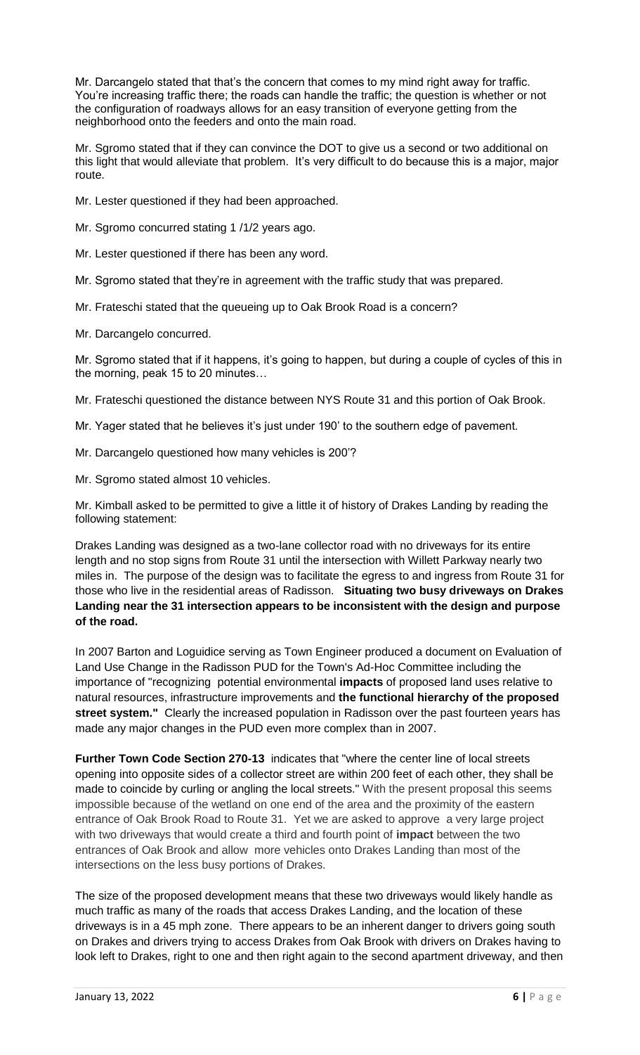Mr. Darcangelo stated that that's the concern that comes to my mind right away for traffic. You're increasing traffic there; the roads can handle the traffic; the question is whether or not the configuration of roadways allows for an easy transition of everyone getting from the neighborhood onto the feeders and onto the main road.

Mr. Sgromo stated that if they can convince the DOT to give us a second or two additional on this light that would alleviate that problem. It's very difficult to do because this is a major, major route.

Mr. Lester questioned if they had been approached.

Mr. Sgromo concurred stating 1 /1/2 years ago.

Mr. Lester questioned if there has been any word.

Mr. Sgromo stated that they're in agreement with the traffic study that was prepared.

Mr. Frateschi stated that the queueing up to Oak Brook Road is a concern?

Mr. Darcangelo concurred.

Mr. Sgromo stated that if it happens, it's going to happen, but during a couple of cycles of this in the morning, peak 15 to 20 minutes…

Mr. Frateschi questioned the distance between NYS Route 31 and this portion of Oak Brook.

Mr. Yager stated that he believes it's just under 190' to the southern edge of pavement.

Mr. Darcangelo questioned how many vehicles is 200'?

Mr. Sgromo stated almost 10 vehicles.

Mr. Kimball asked to be permitted to give a little it of history of Drakes Landing by reading the following statement:

Drakes Landing was designed as a two-lane collector road with no driveways for its entire length and no stop signs from Route 31 until the intersection with Willett Parkway nearly two miles in. The purpose of the design was to facilitate the egress to and ingress from Route 31 for those who live in the residential areas of Radisson. **Situating two busy driveways on Drakes Landing near the 31 intersection appears to be inconsistent with the design and purpose of the road.**

In 2007 Barton and Loguidice serving as Town Engineer produced a document on Evaluation of Land Use Change in the Radisson PUD for the Town's Ad-Hoc Committee including the importance of "recognizing potential environmental **impacts** of proposed land uses relative to natural resources, infrastructure improvements and **the functional hierarchy of the proposed street system."** Clearly the increased population in Radisson over the past fourteen years has made any major changes in the PUD even more complex than in 2007.

**Further Town Code Section 270-13** indicates that "where the center line of local streets opening into opposite sides of a collector street are within 200 feet of each other, they shall be made to coincide by curling or angling the local streets." With the present proposal this seems impossible because of the wetland on one end of the area and the proximity of the eastern entrance of Oak Brook Road to Route 31. Yet we are asked to approve a very large project with two driveways that would create a third and fourth point of **impact** between the two entrances of Oak Brook and allow more vehicles onto Drakes Landing than most of the intersections on the less busy portions of Drakes.

The size of the proposed development means that these two driveways would likely handle as much traffic as many of the roads that access Drakes Landing, and the location of these driveways is in a 45 mph zone. There appears to be an inherent danger to drivers going south on Drakes and drivers trying to access Drakes from Oak Brook with drivers on Drakes having to look left to Drakes, right to one and then right again to the second apartment driveway, and then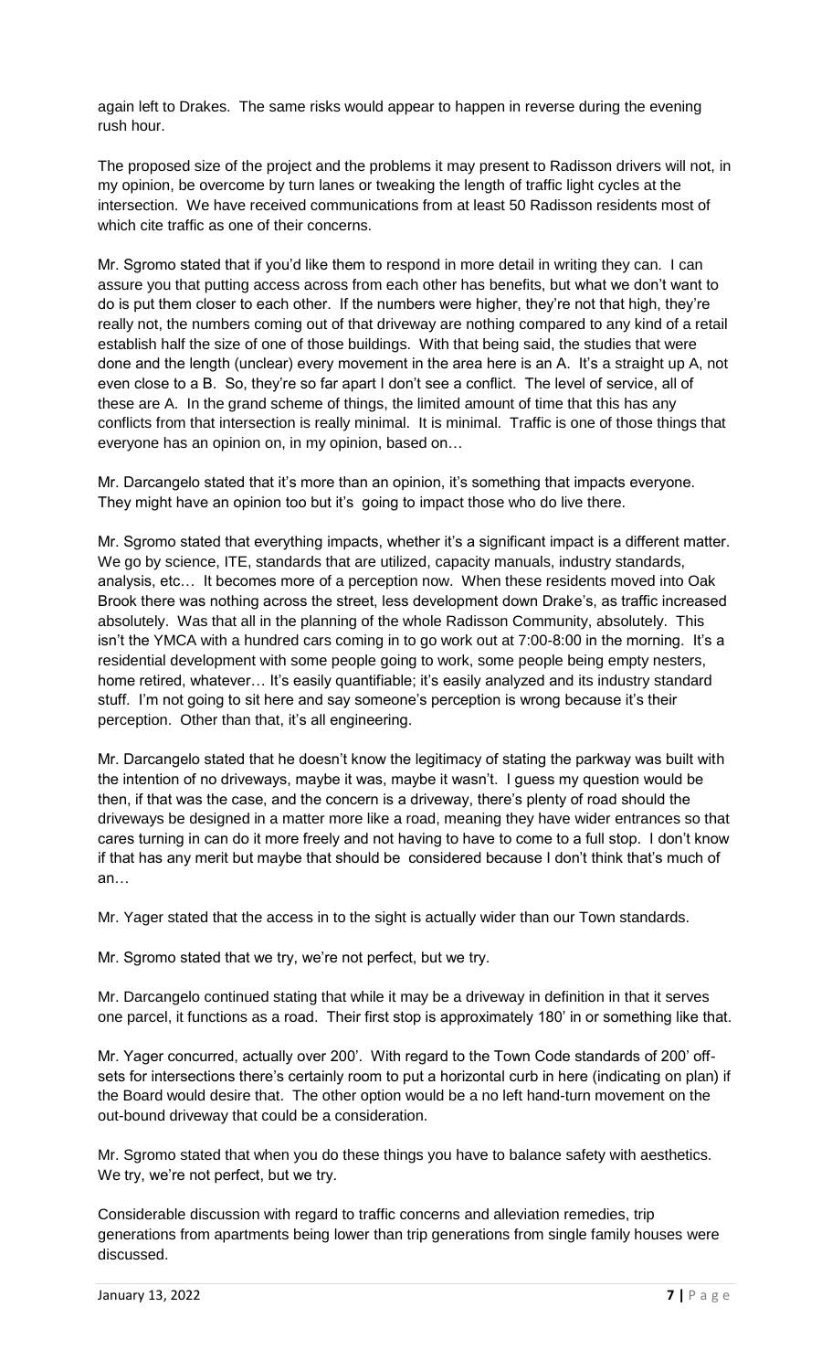again left to Drakes. The same risks would appear to happen in reverse during the evening rush hour.

The proposed size of the project and the problems it may present to Radisson drivers will not, in my opinion, be overcome by turn lanes or tweaking the length of traffic light cycles at the intersection. We have received communications from at least 50 Radisson residents most of which cite traffic as one of their concerns.

Mr. Sgromo stated that if you'd like them to respond in more detail in writing they can. I can assure you that putting access across from each other has benefits, but what we don't want to do is put them closer to each other. If the numbers were higher, they're not that high, they're really not, the numbers coming out of that driveway are nothing compared to any kind of a retail establish half the size of one of those buildings. With that being said, the studies that were done and the length (unclear) every movement in the area here is an A. It's a straight up A, not even close to a B. So, they're so far apart I don't see a conflict. The level of service, all of these are A. In the grand scheme of things, the limited amount of time that this has any conflicts from that intersection is really minimal. It is minimal. Traffic is one of those things that everyone has an opinion on, in my opinion, based on…

Mr. Darcangelo stated that it's more than an opinion, it's something that impacts everyone. They might have an opinion too but it's going to impact those who do live there.

Mr. Sgromo stated that everything impacts, whether it's a significant impact is a different matter. We go by science, ITE, standards that are utilized, capacity manuals, industry standards, analysis, etc… It becomes more of a perception now. When these residents moved into Oak Brook there was nothing across the street, less development down Drake's, as traffic increased absolutely. Was that all in the planning of the whole Radisson Community, absolutely. This isn't the YMCA with a hundred cars coming in to go work out at 7:00-8:00 in the morning. It's a residential development with some people going to work, some people being empty nesters, home retired, whatever… It's easily quantifiable; it's easily analyzed and its industry standard stuff. I'm not going to sit here and say someone's perception is wrong because it's their perception. Other than that, it's all engineering.

Mr. Darcangelo stated that he doesn't know the legitimacy of stating the parkway was built with the intention of no driveways, maybe it was, maybe it wasn't. I guess my question would be then, if that was the case, and the concern is a driveway, there's plenty of road should the driveways be designed in a matter more like a road, meaning they have wider entrances so that cares turning in can do it more freely and not having to have to come to a full stop. I don't know if that has any merit but maybe that should be considered because I don't think that's much of an…

Mr. Yager stated that the access in to the sight is actually wider than our Town standards.

Mr. Sgromo stated that we try, we're not perfect, but we try.

Mr. Darcangelo continued stating that while it may be a driveway in definition in that it serves one parcel, it functions as a road. Their first stop is approximately 180' in or something like that.

Mr. Yager concurred, actually over 200'. With regard to the Town Code standards of 200' off-sets for intersections there's certainly room to put a horizontal curb in here (indicating on plan) if the Board would desire that. The other option would be a no left hand-turn movement on the out-bound driveway that could be a consideration.

Mr. Sgromo stated that when you do these things you have to balance safety with aesthetics. We try, we're not perfect, but we try.

Considerable discussion with regard to traffic concerns and alleviation remedies, trip generations from apartments being lower than trip generations from single family houses were discussed.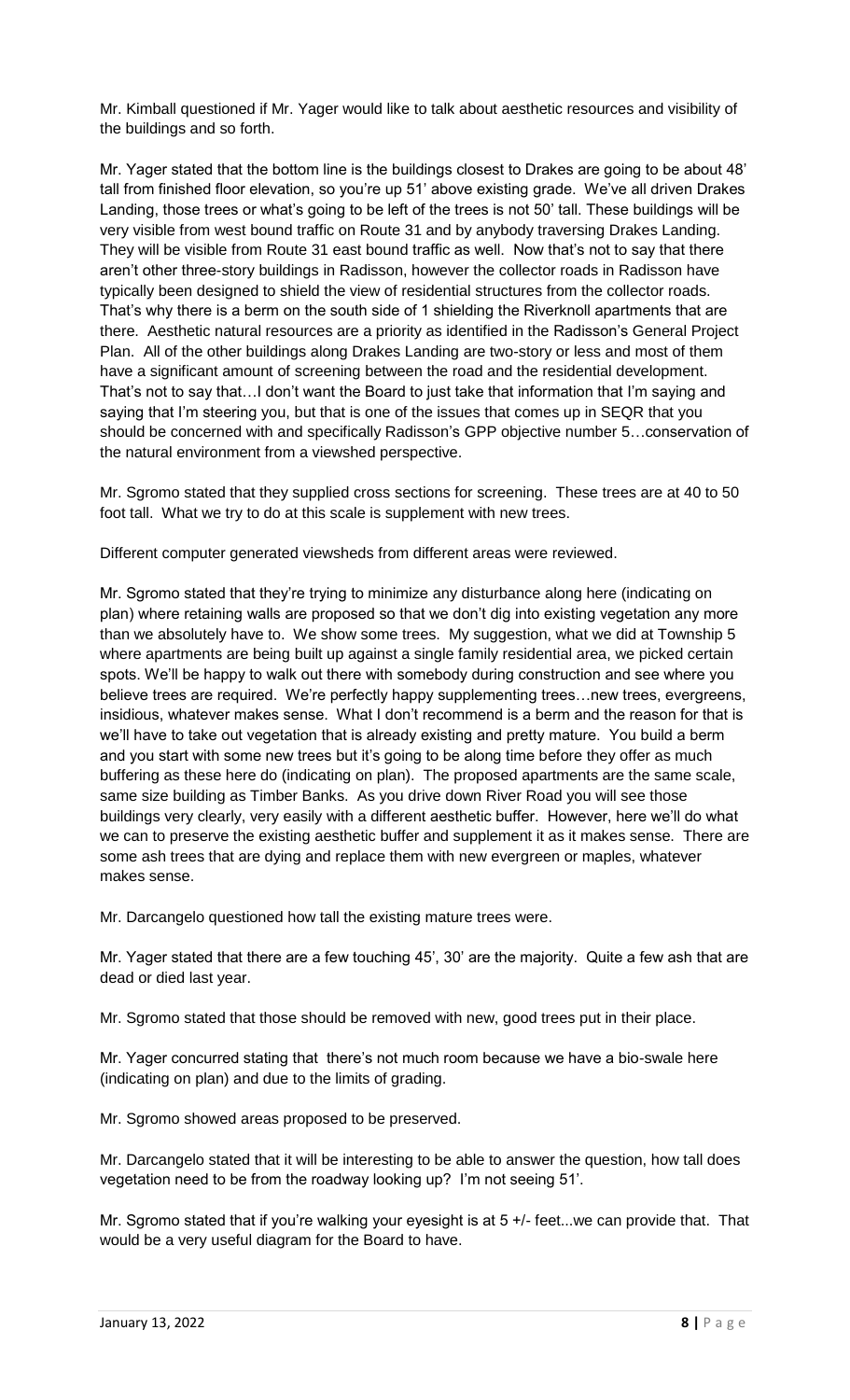Mr. Kimball questioned if Mr. Yager would like to talk about aesthetic resources and visibility of the buildings and so forth.

Mr. Yager stated that the bottom line is the buildings closest to Drakes are going to be about 48' tall from finished floor elevation, so you're up 51' above existing grade. We've all driven Drakes Landing, those trees or what's going to be left of the trees is not 50' tall. These buildings will be very visible from west bound traffic on Route 31 and by anybody traversing Drakes Landing. They will be visible from Route 31 east bound traffic as well. Now that's not to say that there aren't other three-story buildings in Radisson, however the collector roads in Radisson have typically been designed to shield the view of residential structures from the collector roads. That's why there is a berm on the south side of 1 shielding the Riverknoll apartments that are there. Aesthetic natural resources are a priority as identified in the Radisson's General Project Plan. All of the other buildings along Drakes Landing are two-story or less and most of them have a significant amount of screening between the road and the residential development. That's not to say that…I don't want the Board to just take that information that I'm saying and saying that I'm steering you, but that is one of the issues that comes up in SEQR that you should be concerned with and specifically Radisson's GPP objective number 5…conservation of the natural environment from a viewshed perspective.

Mr. Sgromo stated that they supplied cross sections for screening. These trees are at 40 to 50 foot tall. What we try to do at this scale is supplement with new trees.

Different computer generated viewsheds from different areas were reviewed.

Mr. Sgromo stated that they're trying to minimize any disturbance along here (indicating on plan) where retaining walls are proposed so that we don't dig into existing vegetation any more than we absolutely have to. We show some trees. My suggestion, what we did at Township 5 where apartments are being built up against a single family residential area, we picked certain spots. We'll be happy to walk out there with somebody during construction and see where you believe trees are required. We're perfectly happy supplementing trees…new trees, evergreens, insidious, whatever makes sense. What I don't recommend is a berm and the reason for that is we'll have to take out vegetation that is already existing and pretty mature. You build a berm and you start with some new trees but it's going to be along time before they offer as much buffering as these here do (indicating on plan). The proposed apartments are the same scale, same size building as Timber Banks. As you drive down River Road you will see those buildings very clearly, very easily with a different aesthetic buffer. However, here we'll do what we can to preserve the existing aesthetic buffer and supplement it as it makes sense. There are some ash trees that are dying and replace them with new evergreen or maples, whatever makes sense.

Mr. Darcangelo questioned how tall the existing mature trees were.

Mr. Yager stated that there are a few touching 45', 30' are the majority. Quite a few ash that are dead or died last year.

Mr. Sgromo stated that those should be removed with new, good trees put in their place.

Mr. Yager concurred stating that there's not much room because we have a bio-swale here (indicating on plan) and due to the limits of grading.

Mr. Sgromo showed areas proposed to be preserved.

Mr. Darcangelo stated that it will be interesting to be able to answer the question, how tall does vegetation need to be from the roadway looking up? I'm not seeing 51'.

Mr. Sgromo stated that if you're walking your eyesight is at 5 +/- feet...we can provide that. That would be a very useful diagram for the Board to have.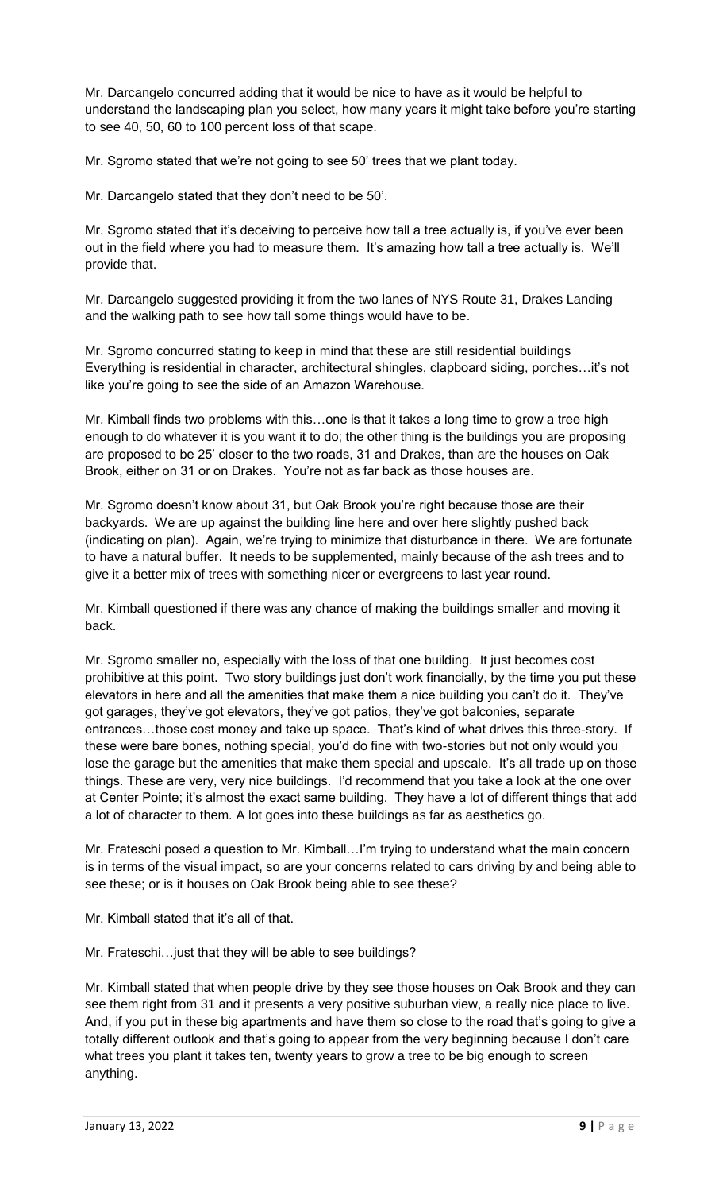Mr. Darcangelo concurred adding that it would be nice to have as it would be helpful to understand the landscaping plan you select, how many years it might take before you're starting to see 40, 50, 60 to 100 percent loss of that scape.

Mr. Sgromo stated that we're not going to see 50' trees that we plant today.

Mr. Darcangelo stated that they don't need to be 50'.

Mr. Sgromo stated that it's deceiving to perceive how tall a tree actually is, if you've ever been out in the field where you had to measure them. It's amazing how tall a tree actually is. We'll provide that.

Mr. Darcangelo suggested providing it from the two lanes of NYS Route 31, Drakes Landing and the walking path to see how tall some things would have to be.

Mr. Sgromo concurred stating to keep in mind that these are still residential buildings Everything is residential in character, architectural shingles, clapboard siding, porches…it's not like you're going to see the side of an Amazon Warehouse.

Mr. Kimball finds two problems with this…one is that it takes a long time to grow a tree high enough to do whatever it is you want it to do; the other thing is the buildings you are proposing are proposed to be 25' closer to the two roads, 31 and Drakes, than are the houses on Oak Brook, either on 31 or on Drakes. You're not as far back as those houses are.

Mr. Sgromo doesn't know about 31, but Oak Brook you're right because those are their backyards. We are up against the building line here and over here slightly pushed back (indicating on plan). Again, we're trying to minimize that disturbance in there. We are fortunate to have a natural buffer. It needs to be supplemented, mainly because of the ash trees and to give it a better mix of trees with something nicer or evergreens to last year round.

Mr. Kimball questioned if there was any chance of making the buildings smaller and moving it back.

Mr. Sgromo smaller no, especially with the loss of that one building. It just becomes cost prohibitive at this point. Two story buildings just don't work financially, by the time you put these elevators in here and all the amenities that make them a nice building you can't do it. They've got garages, they've got elevators, they've got patios, they've got balconies, separate entrances…those cost money and take up space. That's kind of what drives this three-story. If these were bare bones, nothing special, you'd do fine with two-stories but not only would you lose the garage but the amenities that make them special and upscale. It's all trade up on those things. These are very, very nice buildings. I'd recommend that you take a look at the one over at Center Pointe; it's almost the exact same building. They have a lot of different things that add a lot of character to them. A lot goes into these buildings as far as aesthetics go.

Mr. Frateschi posed a question to Mr. Kimball…I'm trying to understand what the main concern is in terms of the visual impact, so are your concerns related to cars driving by and being able to see these; or is it houses on Oak Brook being able to see these?

Mr. Kimball stated that it's all of that.

Mr. Frateschi…just that they will be able to see buildings?

Mr. Kimball stated that when people drive by they see those houses on Oak Brook and they can see them right from 31 and it presents a very positive suburban view, a really nice place to live. And, if you put in these big apartments and have them so close to the road that's going to give a totally different outlook and that's going to appear from the very beginning because I don't care what trees you plant it takes ten, twenty years to grow a tree to be big enough to screen anything.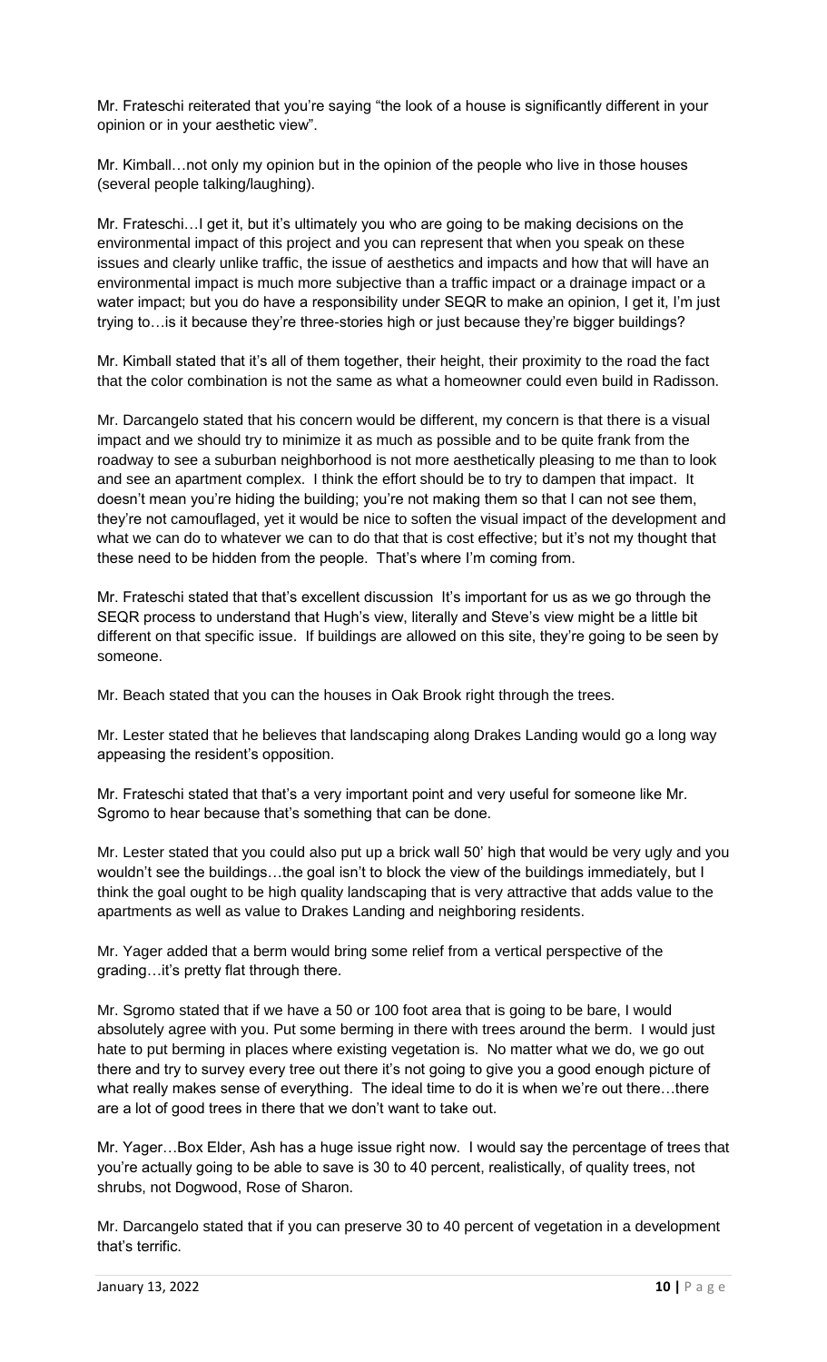Mr. Frateschi reiterated that you're saying "the look of a house is significantly different in your opinion or in your aesthetic view".

Mr. Kimball…not only my opinion but in the opinion of the people who live in those houses (several people talking/laughing).

Mr. Frateschi…I get it, but it's ultimately you who are going to be making decisions on the environmental impact of this project and you can represent that when you speak on these issues and clearly unlike traffic, the issue of aesthetics and impacts and how that will have an environmental impact is much more subjective than a traffic impact or a drainage impact or a water impact; but you do have a responsibility under SEQR to make an opinion, I get it, I'm just trying to…is it because they're three-stories high or just because they're bigger buildings?

Mr. Kimball stated that it's all of them together, their height, their proximity to the road the fact that the color combination is not the same as what a homeowner could even build in Radisson.

Mr. Darcangelo stated that his concern would be different, my concern is that there is a visual impact and we should try to minimize it as much as possible and to be quite frank from the roadway to see a suburban neighborhood is not more aesthetically pleasing to me than to look and see an apartment complex. I think the effort should be to try to dampen that impact. It doesn't mean you're hiding the building; you're not making them so that I can not see them, they're not camouflaged, yet it would be nice to soften the visual impact of the development and what we can do to whatever we can to do that that is cost effective; but it's not my thought that these need to be hidden from the people. That's where I'm coming from.

Mr. Frateschi stated that that's excellent discussion It's important for us as we go through the SEQR process to understand that Hugh's view, literally and Steve's view might be a little bit different on that specific issue. If buildings are allowed on this site, they're going to be seen by someone.

Mr. Beach stated that you can the houses in Oak Brook right through the trees.

Mr. Lester stated that he believes that landscaping along Drakes Landing would go a long way appeasing the resident's opposition.

Mr. Frateschi stated that that's a very important point and very useful for someone like Mr. Sgromo to hear because that's something that can be done.

Mr. Lester stated that you could also put up a brick wall 50' high that would be very ugly and you wouldn't see the buildings…the goal isn't to block the view of the buildings immediately, but I think the goal ought to be high quality landscaping that is very attractive that adds value to the apartments as well as value to Drakes Landing and neighboring residents.

Mr. Yager added that a berm would bring some relief from a vertical perspective of the grading…it's pretty flat through there.

Mr. Sgromo stated that if we have a 50 or 100 foot area that is going to be bare, I would absolutely agree with you. Put some berming in there with trees around the berm. I would just hate to put berming in places where existing vegetation is. No matter what we do, we go out there and try to survey every tree out there it's not going to give you a good enough picture of what really makes sense of everything. The ideal time to do it is when we're out there…there are a lot of good trees in there that we don't want to take out.

Mr. Yager…Box Elder, Ash has a huge issue right now. I would say the percentage of trees that you're actually going to be able to save is 30 to 40 percent, realistically, of quality trees, not shrubs, not Dogwood, Rose of Sharon.

Mr. Darcangelo stated that if you can preserve 30 to 40 percent of vegetation in a development that's terrific.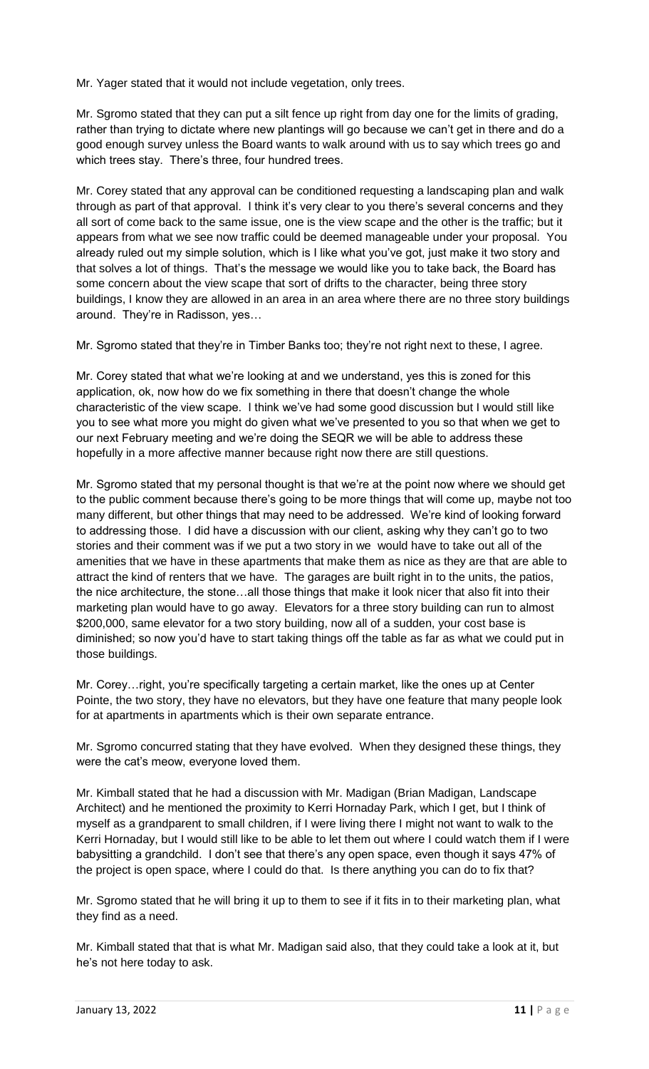Mr. Yager stated that it would not include vegetation, only trees.

Mr. Sgromo stated that they can put a silt fence up right from day one for the limits of grading, rather than trying to dictate where new plantings will go because we can't get in there and do a good enough survey unless the Board wants to walk around with us to say which trees go and which trees stay. There's three, four hundred trees.

Mr. Corey stated that any approval can be conditioned requesting a landscaping plan and walk through as part of that approval. I think it's very clear to you there's several concerns and they all sort of come back to the same issue, one is the view scape and the other is the traffic; but it appears from what we see now traffic could be deemed manageable under your proposal. You already ruled out my simple solution, which is I like what you've got, just make it two story and that solves a lot of things. That's the message we would like you to take back, the Board has some concern about the view scape that sort of drifts to the character, being three story buildings, I know they are allowed in an area in an area where there are no three story buildings around. They're in Radisson, yes…

Mr. Sgromo stated that they're in Timber Banks too; they're not right next to these, I agree.

Mr. Corey stated that what we're looking at and we understand, yes this is zoned for this application, ok, now how do we fix something in there that doesn't change the whole characteristic of the view scape. I think we've had some good discussion but I would still like you to see what more you might do given what we've presented to you so that when we get to our next February meeting and we're doing the SEQR we will be able to address these hopefully in a more affective manner because right now there are still questions.

Mr. Sgromo stated that my personal thought is that we're at the point now where we should get to the public comment because there's going to be more things that will come up, maybe not too many different, but other things that may need to be addressed. We're kind of looking forward to addressing those. I did have a discussion with our client, asking why they can't go to two stories and their comment was if we put a two story in we would have to take out all of the amenities that we have in these apartments that make them as nice as they are that are able to attract the kind of renters that we have. The garages are built right in to the units, the patios, the nice architecture, the stone…all those things that make it look nicer that also fit into their marketing plan would have to go away. Elevators for a three story building can run to almost $200,000, same elevator for a two story building, now all of a sudden, your cost base is diminished; so now you'd have to start taking things off the table as far as what we could put in those buildings.

Mr. Corey…right, you're specifically targeting a certain market, like the ones up at Center Pointe, the two story, they have no elevators, but they have one feature that many people look for at apartments in apartments which is their own separate entrance.

Mr. Sgromo concurred stating that they have evolved. When they designed these things, they were the cat's meow, everyone loved them.

Mr. Kimball stated that he had a discussion with Mr. Madigan (Brian Madigan, Landscape Architect) and he mentioned the proximity to Kerri Hornaday Park, which I get, but I think of myself as a grandparent to small children, if I were living there I might not want to walk to the Kerri Hornaday, but I would still like to be able to let them out where I could watch them if I were babysitting a grandchild. I don't see that there's any open space, even though it says 47% of the project is open space, where I could do that. Is there anything you can do to fix that?

Mr. Sgromo stated that he will bring it up to them to see if it fits in to their marketing plan, what they find as a need.

Mr. Kimball stated that that is what Mr. Madigan said also, that they could take a look at it, but he's not here today to ask.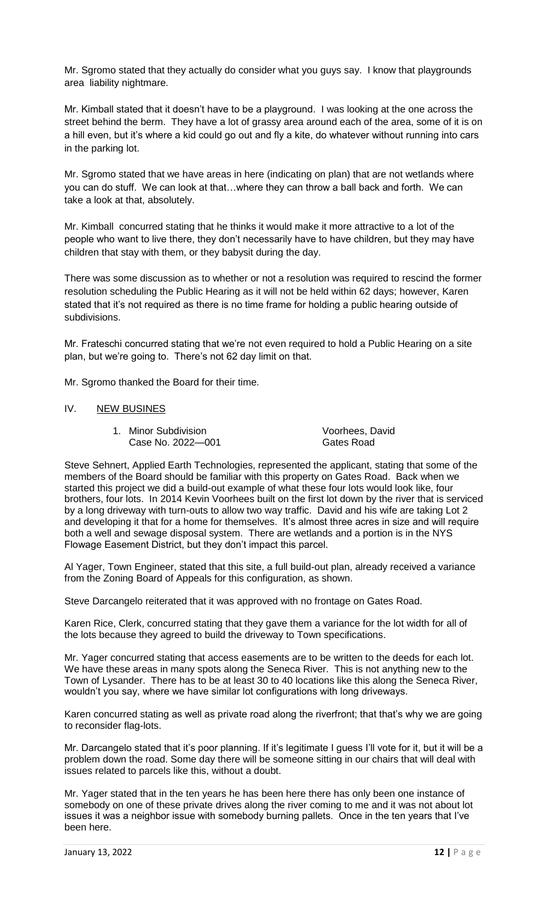Mr. Sgromo stated that they actually do consider what you guys say. I know that playgrounds area liability nightmare.

Mr. Kimball stated that it doesn't have to be a playground. I was looking at the one across the street behind the berm. They have a lot of grassy area around each of the area, some of it is on a hill even, but it's where a kid could go out and fly a kite, do whatever without running into cars in the parking lot.

Mr. Sgromo stated that we have areas in here (indicating on plan) that are not wetlands where you can do stuff. We can look at that…where they can throw a ball back and forth. We can take a look at that, absolutely.

Mr. Kimball concurred stating that he thinks it would make it more attractive to a lot of the people who want to live there, they don't necessarily have to have children, but they may have children that stay with them, or they babysit during the day.

There was some discussion as to whether or not a resolution was required to rescind the former resolution scheduling the Public Hearing as it will not be held within 62 days; however, Karen stated that it's not required as there is no time frame for holding a public hearing outside of subdivisions.

Mr. Frateschi concurred stating that we're not even required to hold a Public Hearing on a site plan, but we're going to. There's not 62 day limit on that.

Mr. Sgromo thanked the Board for their time.

## IV. NEW BUSINES

1. Minor Subdivision — Voorhees, David
   Case No. 2022—001 — Gates Road

Steve Sehnert, Applied Earth Technologies, represented the applicant, stating that some of the members of the Board should be familiar with this property on Gates Road. Back when we started this project we did a build-out example of what these four lots would look like, four brothers, four lots. In 2014 Kevin Voorhees built on the first lot down by the river that is serviced by a long driveway with turn-outs to allow two way traffic. David and his wife are taking Lot 2 and developing it that for a home for themselves. It's almost three acres in size and will require both a well and sewage disposal system. There are wetlands and a portion is in the NYS Flowage Easement District, but they don't impact this parcel.

Al Yager, Town Engineer, stated that this site, a full build-out plan, already received a variance from the Zoning Board of Appeals for this configuration, as shown.

Steve Darcangelo reiterated that it was approved with no frontage on Gates Road.

Karen Rice, Clerk, concurred stating that they gave them a variance for the lot width for all of the lots because they agreed to build the driveway to Town specifications.

Mr. Yager concurred stating that access easements are to be written to the deeds for each lot. We have these areas in many spots along the Seneca River. This is not anything new to the Town of Lysander. There has to be at least 30 to 40 locations like this along the Seneca River, wouldn't you say, where we have similar lot configurations with long driveways.

Karen concurred stating as well as private road along the riverfront; that that's why we are going to reconsider flag-lots.

Mr. Darcangelo stated that it's poor planning. If it's legitimate I guess I'll vote for it, but it will be a problem down the road. Some day there will be someone sitting in our chairs that will deal with issues related to parcels like this, without a doubt.

Mr. Yager stated that in the ten years he has been here there has only been one instance of somebody on one of these private drives along the river coming to me and it was not about lot issues it was a neighbor issue with somebody burning pallets. Once in the ten years that I've been here.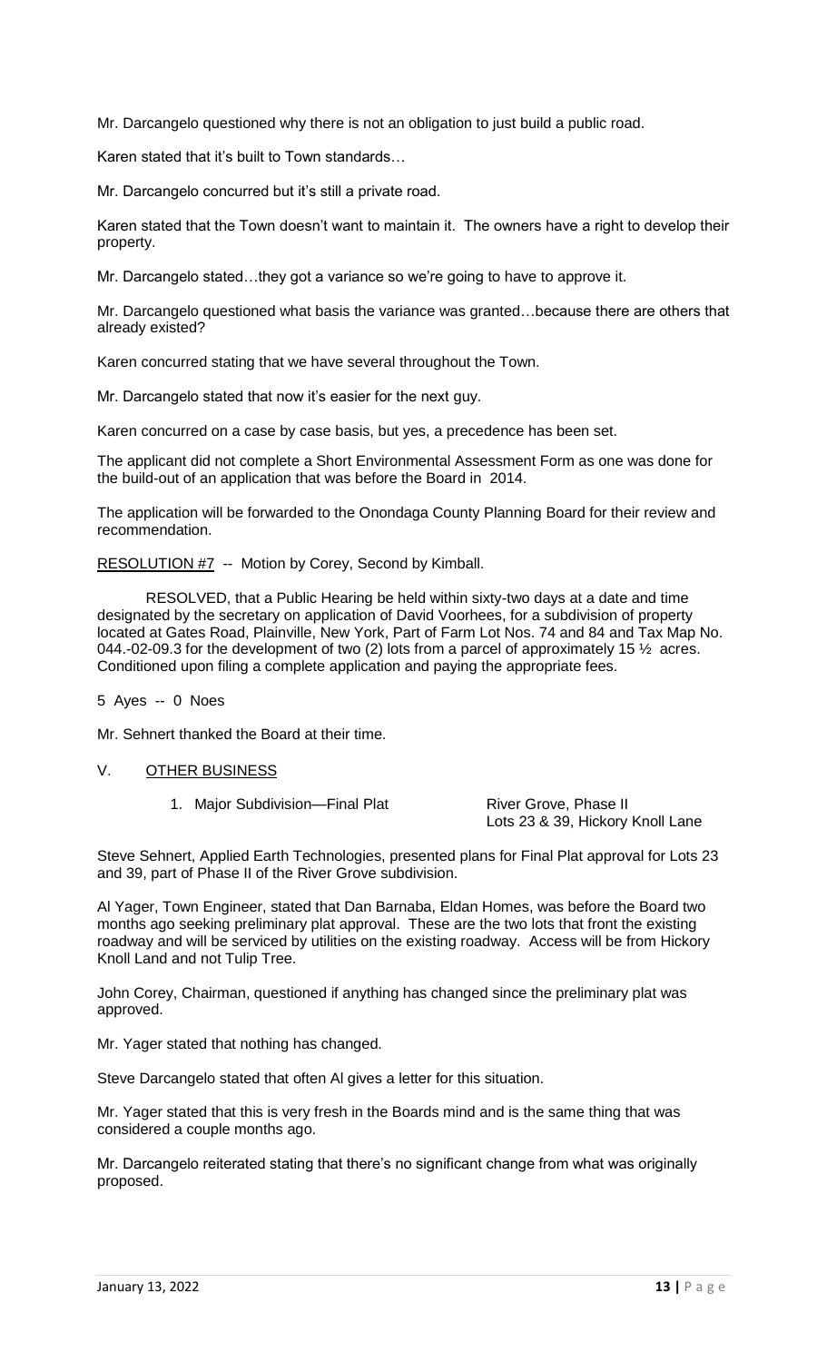Mr. Darcangelo questioned why there is not an obligation to just build a public road.

Karen stated that it's built to Town standards…

Mr. Darcangelo concurred but it's still a private road.

Karen stated that the Town doesn't want to maintain it. The owners have a right to develop their property.

Mr. Darcangelo stated…they got a variance so we're going to have to approve it.

Mr. Darcangelo questioned what basis the variance was granted…because there are others that already existed?

Karen concurred stating that we have several throughout the Town.

Mr. Darcangelo stated that now it's easier for the next guy.

Karen concurred on a case by case basis, but yes, a precedence has been set.

The applicant did not complete a Short Environmental Assessment Form as one was done for the build-out of an application that was before the Board in 2014.

The application will be forwarded to the Onondaga County Planning Board for their review and recommendation.

RESOLUTION #7 -- Motion by Corey, Second by Kimball.

RESOLVED, that a Public Hearing be held within sixty-two days at a date and time designated by the secretary on application of David Voorhees, for a subdivision of property located at Gates Road, Plainville, New York, Part of Farm Lot Nos. 74 and 84 and Tax Map No. 044.-02-09.3 for the development of two (2) lots from a parcel of approximately 15 ½ acres. Conditioned upon filing a complete application and paying the appropriate fees.

5 Ayes -- 0 Noes

Mr. Sehnert thanked the Board at their time.

## V. OTHER BUSINESS

1. Major Subdivision—Final Plat — River Grove, Phase II, Lots 23 & 39, Hickory Knoll Lane

Steve Sehnert, Applied Earth Technologies, presented plans for Final Plat approval for Lots 23 and 39, part of Phase II of the River Grove subdivision.

Al Yager, Town Engineer, stated that Dan Barnaba, Eldan Homes, was before the Board two months ago seeking preliminary plat approval. These are the two lots that front the existing roadway and will be serviced by utilities on the existing roadway. Access will be from Hickory Knoll Land and not Tulip Tree.

John Corey, Chairman, questioned if anything has changed since the preliminary plat was approved.

Mr. Yager stated that nothing has changed.

Steve Darcangelo stated that often Al gives a letter for this situation.

Mr. Yager stated that this is very fresh in the Boards mind and is the same thing that was considered a couple months ago.

Mr. Darcangelo reiterated stating that there's no significant change from what was originally proposed.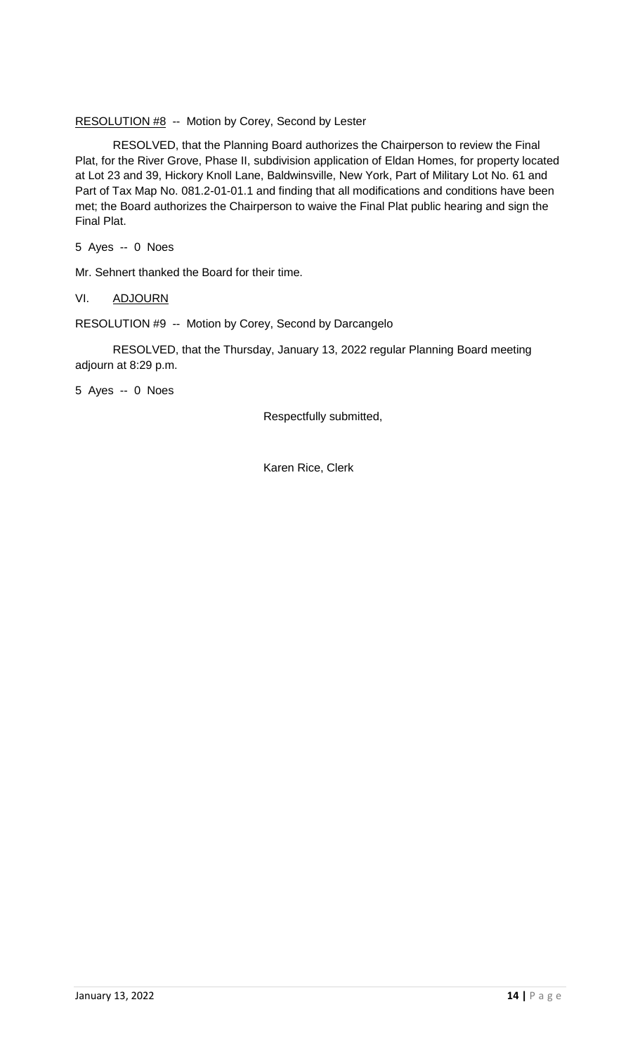<u>RESOLUTION #8</u> -- Motion by Corey, Second by Lester

RESOLVED, that the Planning Board authorizes the Chairperson to review the Final Plat, for the River Grove, Phase II, subdivision application of Eldan Homes, for property located at Lot 23 and 39, Hickory Knoll Lane, Baldwinsville, New York, Part of Military Lot No. 61 and Part of Tax Map No. 081.2-01-01.1 and finding that all modifications and conditions have been met; the Board authorizes the Chairperson to waive the Final Plat public hearing and sign the Final Plat.

5 Ayes -- 0 Noes

Mr. Sehnert thanked the Board for their time.

VI. <u>ADJOURN</u>

RESOLUTION #9 -- Motion by Corey, Second by Darcangelo

RESOLVED, that the Thursday, January 13, 2022 regular Planning Board meeting adjourn at 8:29 p.m.

5 Ayes -- 0 Noes

Respectfully submitted,

Karen Rice, Clerk